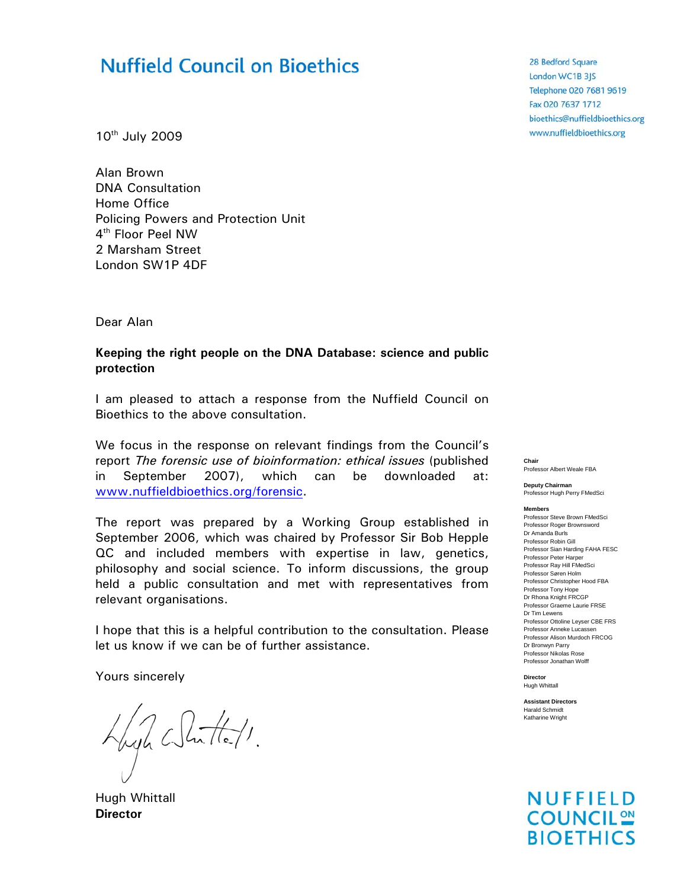# Nuffield Council on Bioethics

28 Bedford Square
London WC1B 3JS
Telephone 020 7681 9619
Fax 020 7637 1712
bioethics@nuffieldbioethics.org
www.nuffieldbioethics.org

10th July 2009

Alan Brown
DNA Consultation
Home Office
Policing Powers and Protection Unit
4th Floor Peel NW
2 Marsham Street
London SW1P 4DF

Dear Alan

**Keeping the right people on the DNA Database: science and public protection**

I am pleased to attach a response from the Nuffield Council on Bioethics to the above consultation.

We focus in the response on relevant findings from the Council's report *The forensic use of bioinformation: ethical issues* (published in September 2007), which can be downloaded at: www.nuffieldbioethics.org/forensic.

The report was prepared by a Working Group established in September 2006, which was chaired by Professor Sir Bob Hepple QC and included members with expertise in law, genetics, philosophy and social science. To inform discussions, the group held a public consultation and met with representatives from relevant organisations.

I hope that this is a helpful contribution to the consultation. Please let us know if we can be of further assistance.

Yours sincerely

Hugh Whittall
**Director**

**Chair**
Professor Albert Weale FBA

**Deputy Chairman**
Professor Hugh Perry FMedSci

**Members**
Professor Steve Brown FMedSci
Professor Roger Brownsword
Dr Amanda Burls
Professor Robin Gill
Professor Sian Harding FAHA FESC
Professor Peter Harper
Professor Ray Hill FMedSci
Professor Søren Holm
Professor Christopher Hood FBA
Professor Tony Hope
Dr Rhona Knight FRCGP
Professor Graeme Laurie FRSE
Dr Tim Lewens
Professor Ottoline Leyser CBE FRS
Professor Anneke Lucassen
Professor Alison Murdoch FRCOG
Dr Bronwyn Parry
Professor Nikolas Rose
Professor Jonathan Wolff

**Director**
Hugh Whittall

**Assistant Directors**
Harald Schmidt
Katharine Wright

NUFFIELD COUNCIL ON BIOETHICS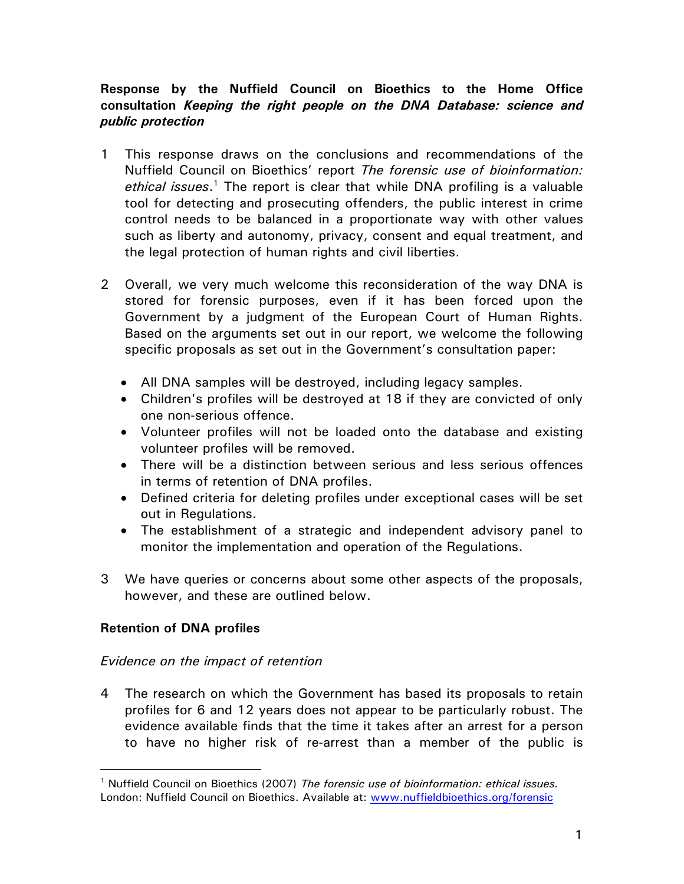**Response by the Nuffield Council on Bioethics to the Home Office consultation *Keeping the right people on the DNA Database: science and public protection***

1 This response draws on the conclusions and recommendations of the Nuffield Council on Bioethics' report *The forensic use of bioinformation: ethical issues*.[1] The report is clear that while DNA profiling is a valuable tool for detecting and prosecuting offenders, the public interest in crime control needs to be balanced in a proportionate way with other values such as liberty and autonomy, privacy, consent and equal treatment, and the legal protection of human rights and civil liberties.

2 Overall, we very much welcome this reconsideration of the way DNA is stored for forensic purposes, even if it has been forced upon the Government by a judgment of the European Court of Human Rights. Based on the arguments set out in our report, we welcome the following specific proposals as set out in the Government's consultation paper:

- All DNA samples will be destroyed, including legacy samples.
- Children's profiles will be destroyed at 18 if they are convicted of only one non-serious offence.
- Volunteer profiles will not be loaded onto the database and existing volunteer profiles will be removed.
- There will be a distinction between serious and less serious offences in terms of retention of DNA profiles.
- Defined criteria for deleting profiles under exceptional cases will be set out in Regulations.
- The establishment of a strategic and independent advisory panel to monitor the implementation and operation of the Regulations.

3 We have queries or concerns about some other aspects of the proposals, however, and these are outlined below.

## Retention of DNA profiles

### *Evidence on the impact of retention*

4 The research on which the Government has based its proposals to retain profiles for 6 and 12 years does not appear to be particularly robust. The evidence available finds that the time it takes after an arrest for a person to have no higher risk of re-arrest than a member of the public is

---

[1] Nuffield Council on Bioethics (2007) *The forensic use of bioinformation: ethical issues.* London: Nuffield Council on Bioethics. Available at: www.nuffieldbioethics.org/forensic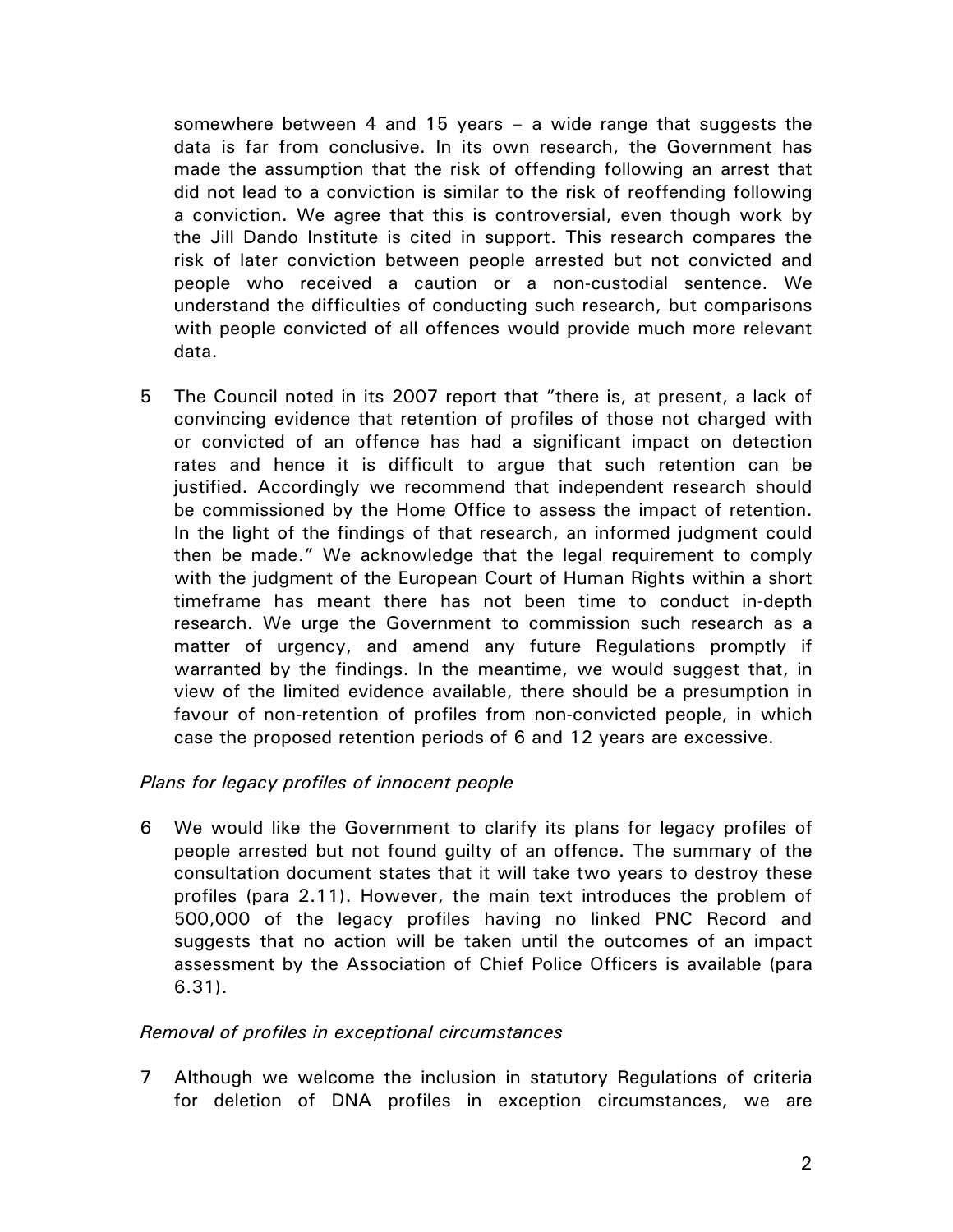somewhere between 4 and 15 years – a wide range that suggests the data is far from conclusive. In its own research, the Government has made the assumption that the risk of offending following an arrest that did not lead to a conviction is similar to the risk of reoffending following a conviction. We agree that this is controversial, even though work by the Jill Dando Institute is cited in support. This research compares the risk of later conviction between people arrested but not convicted and people who received a caution or a non-custodial sentence. We understand the difficulties of conducting such research, but comparisons with people convicted of all offences would provide much more relevant data.

5 The Council noted in its 2007 report that "there is, at present, a lack of convincing evidence that retention of profiles of those not charged with or convicted of an offence has had a significant impact on detection rates and hence it is difficult to argue that such retention can be justified. Accordingly we recommend that independent research should be commissioned by the Home Office to assess the impact of retention. In the light of the findings of that research, an informed judgment could then be made." We acknowledge that the legal requirement to comply with the judgment of the European Court of Human Rights within a short timeframe has meant there has not been time to conduct in-depth research. We urge the Government to commission such research as a matter of urgency, and amend any future Regulations promptly if warranted by the findings. In the meantime, we would suggest that, in view of the limited evidence available, there should be a presumption in favour of non-retention of profiles from non-convicted people, in which case the proposed retention periods of 6 and 12 years are excessive.

*Plans for legacy profiles of innocent people*

6 We would like the Government to clarify its plans for legacy profiles of people arrested but not found guilty of an offence. The summary of the consultation document states that it will take two years to destroy these profiles (para 2.11). However, the main text introduces the problem of 500,000 of the legacy profiles having no linked PNC Record and suggests that no action will be taken until the outcomes of an impact assessment by the Association of Chief Police Officers is available (para 6.31).

*Removal of profiles in exceptional circumstances*

7 Although we welcome the inclusion in statutory Regulations of criteria for deletion of DNA profiles in exception circumstances, we are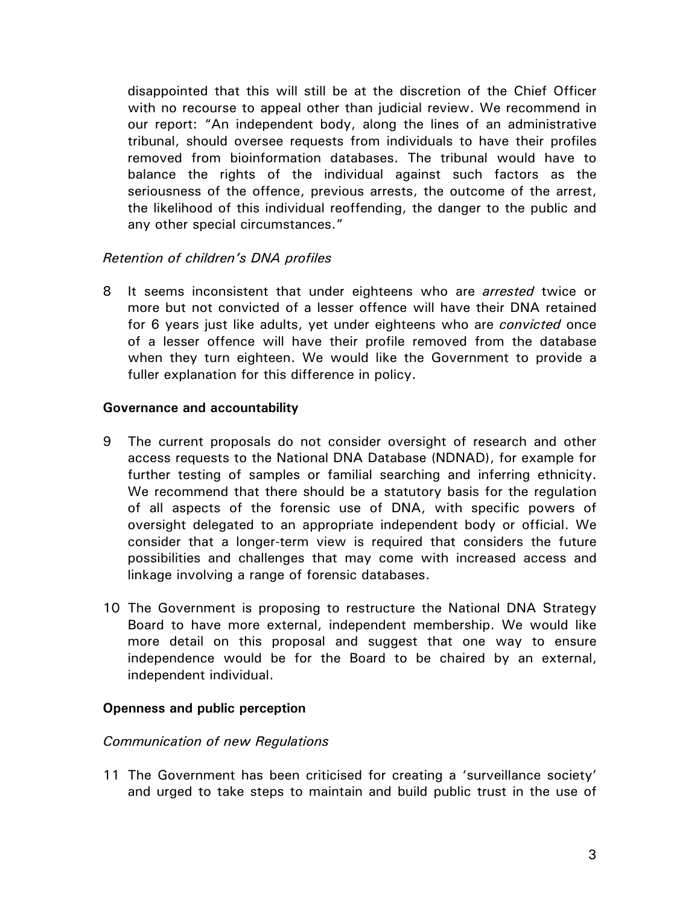disappointed that this will still be at the discretion of the Chief Officer with no recourse to appeal other than judicial review. We recommend in our report: "An independent body, along the lines of an administrative tribunal, should oversee requests from individuals to have their profiles removed from bioinformation databases. The tribunal would have to balance the rights of the individual against such factors as the seriousness of the offence, previous arrests, the outcome of the arrest, the likelihood of this individual reoffending, the danger to the public and any other special circumstances."

*Retention of children's DNA profiles*

8 It seems inconsistent that under eighteens who are *arrested* twice or more but not convicted of a lesser offence will have their DNA retained for 6 years just like adults, yet under eighteens who are *convicted* once of a lesser offence will have their profile removed from the database when they turn eighteen. We would like the Government to provide a fuller explanation for this difference in policy.

**Governance and accountability**

9 The current proposals do not consider oversight of research and other access requests to the National DNA Database (NDNAD), for example for further testing of samples or familial searching and inferring ethnicity. We recommend that there should be a statutory basis for the regulation of all aspects of the forensic use of DNA, with specific powers of oversight delegated to an appropriate independent body or official. We consider that a longer-term view is required that considers the future possibilities and challenges that may come with increased access and linkage involving a range of forensic databases.

10 The Government is proposing to restructure the National DNA Strategy Board to have more external, independent membership. We would like more detail on this proposal and suggest that one way to ensure independence would be for the Board to be chaired by an external, independent individual.

**Openness and public perception**

*Communication of new Regulations*

11 The Government has been criticised for creating a 'surveillance society' and urged to take steps to maintain and build public trust in the use of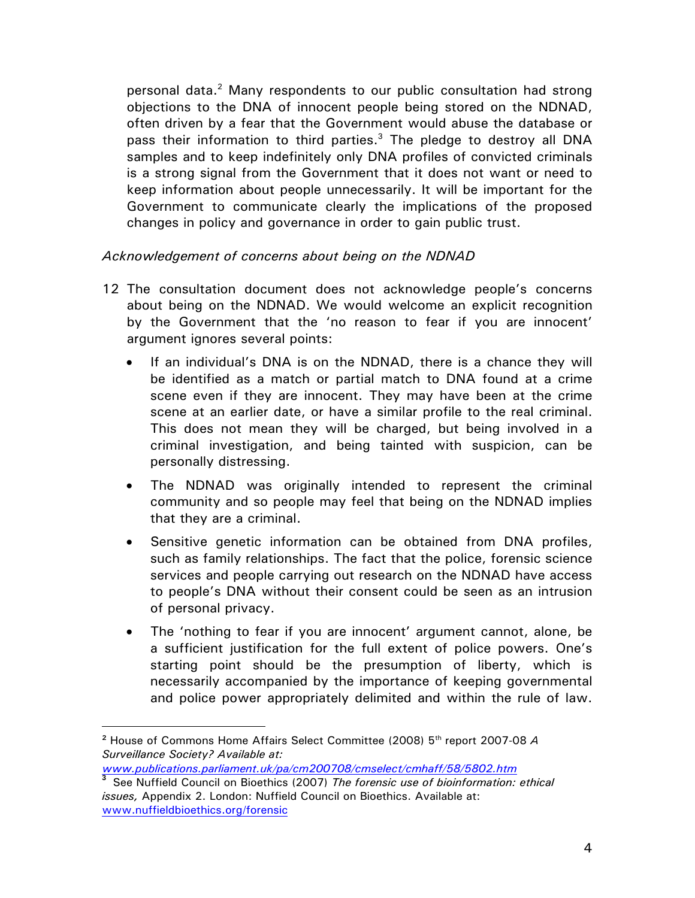personal data.[2] Many respondents to our public consultation had strong objections to the DNA of innocent people being stored on the NDNAD, often driven by a fear that the Government would abuse the database or pass their information to third parties.[3] The pledge to destroy all DNA samples and to keep indefinitely only DNA profiles of convicted criminals is a strong signal from the Government that it does not want or need to keep information about people unnecessarily. It will be important for the Government to communicate clearly the implications of the proposed changes in policy and governance in order to gain public trust.

*Acknowledgement of concerns about being on the NDNAD*

12 The consultation document does not acknowledge people's concerns about being on the NDNAD. We would welcome an explicit recognition by the Government that the 'no reason to fear if you are innocent' argument ignores several points:

- If an individual's DNA is on the NDNAD, there is a chance they will be identified as a match or partial match to DNA found at a crime scene even if they are innocent. They may have been at the crime scene at an earlier date, or have a similar profile to the real criminal. This does not mean they will be charged, but being involved in a criminal investigation, and being tainted with suspicion, can be personally distressing.
- The NDNAD was originally intended to represent the criminal community and so people may feel that being on the NDNAD implies that they are a criminal.
- Sensitive genetic information can be obtained from DNA profiles, such as family relationships. The fact that the police, forensic science services and people carrying out research on the NDNAD have access to people's DNA without their consent could be seen as an intrusion of personal privacy.
- The 'nothing to fear if you are innocent' argument cannot, alone, be a sufficient justification for the full extent of police powers. One's starting point should be the presumption of liberty, which is necessarily accompanied by the importance of keeping governmental and police power appropriately delimited and within the rule of law.

---

[2] House of Commons Home Affairs Select Committee (2008) 5th report 2007-08 *A Surveillance Society? Available at: www.publications.parliament.uk/pa/cm200708/cmselect/cmhaff/58/5802.htm*

[3] See Nuffield Council on Bioethics (2007) *The forensic use of bioinformation: ethical issues,* Appendix 2. London: Nuffield Council on Bioethics. Available at: www.nuffieldbioethics.org/forensic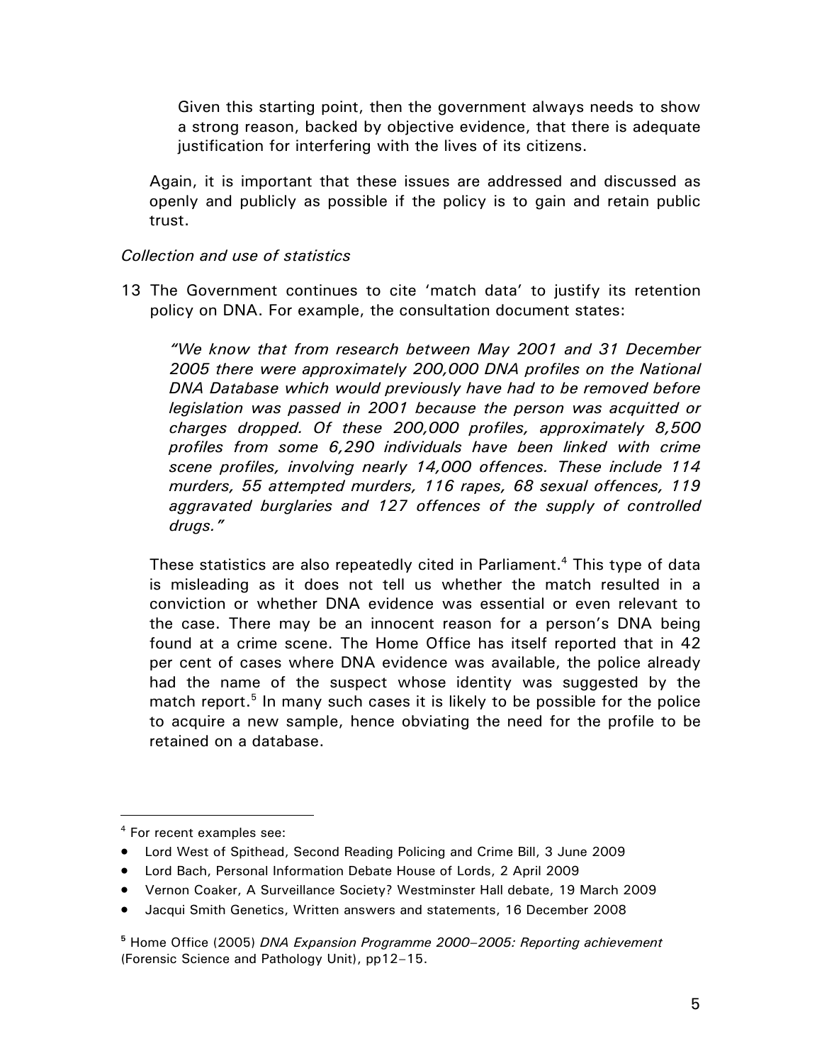Given this starting point, then the government always needs to show a strong reason, backed by objective evidence, that there is adequate justification for interfering with the lives of its citizens.

Again, it is important that these issues are addressed and discussed as openly and publicly as possible if the policy is to gain and retain public trust.

*Collection and use of statistics*

13 The Government continues to cite 'match data' to justify its retention policy on DNA. For example, the consultation document states:

> *"We know that from research between May 2001 and 31 December 2005 there were approximately 200,000 DNA profiles on the National DNA Database which would previously have had to be removed before legislation was passed in 2001 because the person was acquitted or charges dropped. Of these 200,000 profiles, approximately 8,500 profiles from some 6,290 individuals have been linked with crime scene profiles, involving nearly 14,000 offences. These include 114 murders, 55 attempted murders, 116 rapes, 68 sexual offences, 119 aggravated burglaries and 127 offences of the supply of controlled drugs."*

These statistics are also repeatedly cited in Parliament.[4] This type of data is misleading as it does not tell us whether the match resulted in a conviction or whether DNA evidence was essential or even relevant to the case. There may be an innocent reason for a person's DNA being found at a crime scene. The Home Office has itself reported that in 42 per cent of cases where DNA evidence was available, the police already had the name of the suspect whose identity was suggested by the match report.[5] In many such cases it is likely to be possible for the police to acquire a new sample, hence obviating the need for the profile to be retained on a database.

---

[4] For recent examples see:

- Lord West of Spithead, Second Reading Policing and Crime Bill, 3 June 2009
- Lord Bach, Personal Information Debate House of Lords, 2 April 2009
- Vernon Coaker, A Surveillance Society? Westminster Hall debate, 19 March 2009
- Jacqui Smith Genetics, Written answers and statements, 16 December 2008

[5] Home Office (2005) *DNA Expansion Programme 2000–2005: Reporting achievement* (Forensic Science and Pathology Unit), pp12–15.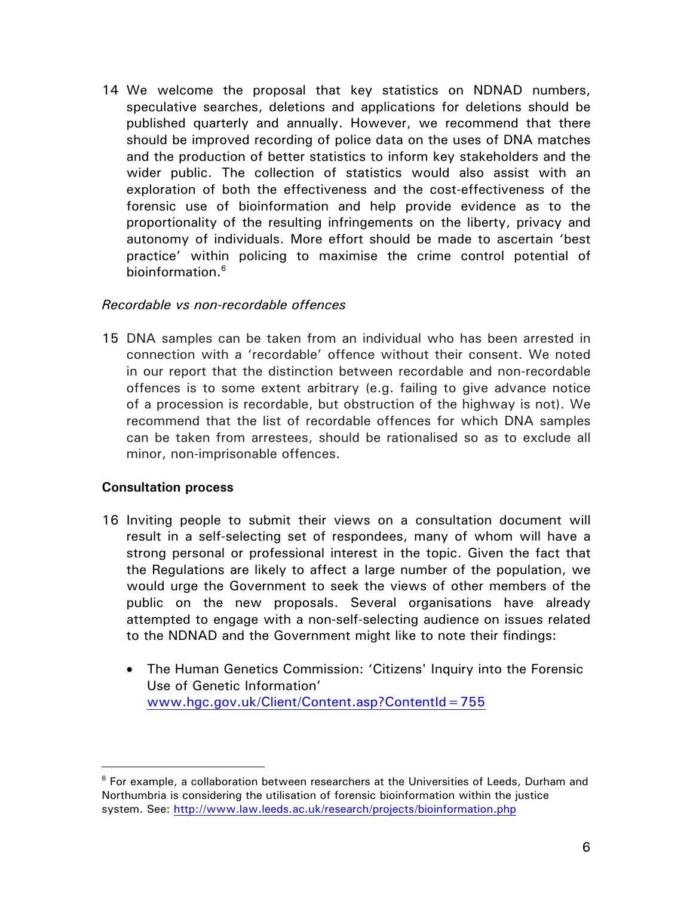14 We welcome the proposal that key statistics on NDNAD numbers, speculative searches, deletions and applications for deletions should be published quarterly and annually. However, we recommend that there should be improved recording of police data on the uses of DNA matches and the production of better statistics to inform key stakeholders and the wider public. The collection of statistics would also assist with an exploration of both the effectiveness and the cost-effectiveness of the forensic use of bioinformation and help provide evidence as to the proportionality of the resulting infringements on the liberty, privacy and autonomy of individuals. More effort should be made to ascertain 'best practice' within policing to maximise the crime control potential of bioinformation.[6]

*Recordable vs non-recordable offences*

15 DNA samples can be taken from an individual who has been arrested in connection with a 'recordable' offence without their consent. We noted in our report that the distinction between recordable and non-recordable offences is to some extent arbitrary (e.g. failing to give advance notice of a procession is recordable, but obstruction of the highway is not). We recommend that the list of recordable offences for which DNA samples can be taken from arrestees, should be rationalised so as to exclude all minor, non-imprisonable offences.

**Consultation process**

16 Inviting people to submit their views on a consultation document will result in a self-selecting set of respondees, many of whom will have a strong personal or professional interest in the topic. Given the fact that the Regulations are likely to affect a large number of the population, we would urge the Government to seek the views of other members of the public on the new proposals. Several organisations have already attempted to engage with a non-self-selecting audience on issues related to the NDNAD and the Government might like to note their findings:

- The Human Genetics Commission: 'Citizens' Inquiry into the Forensic Use of Genetic Information' www.hgc.gov.uk/Client/Content.asp?ContentId=755

[6] For example, a collaboration between researchers at the Universities of Leeds, Durham and Northumbria is considering the utilisation of forensic bioinformation within the justice system. See: http://www.law.leeds.ac.uk/research/projects/bioinformation.php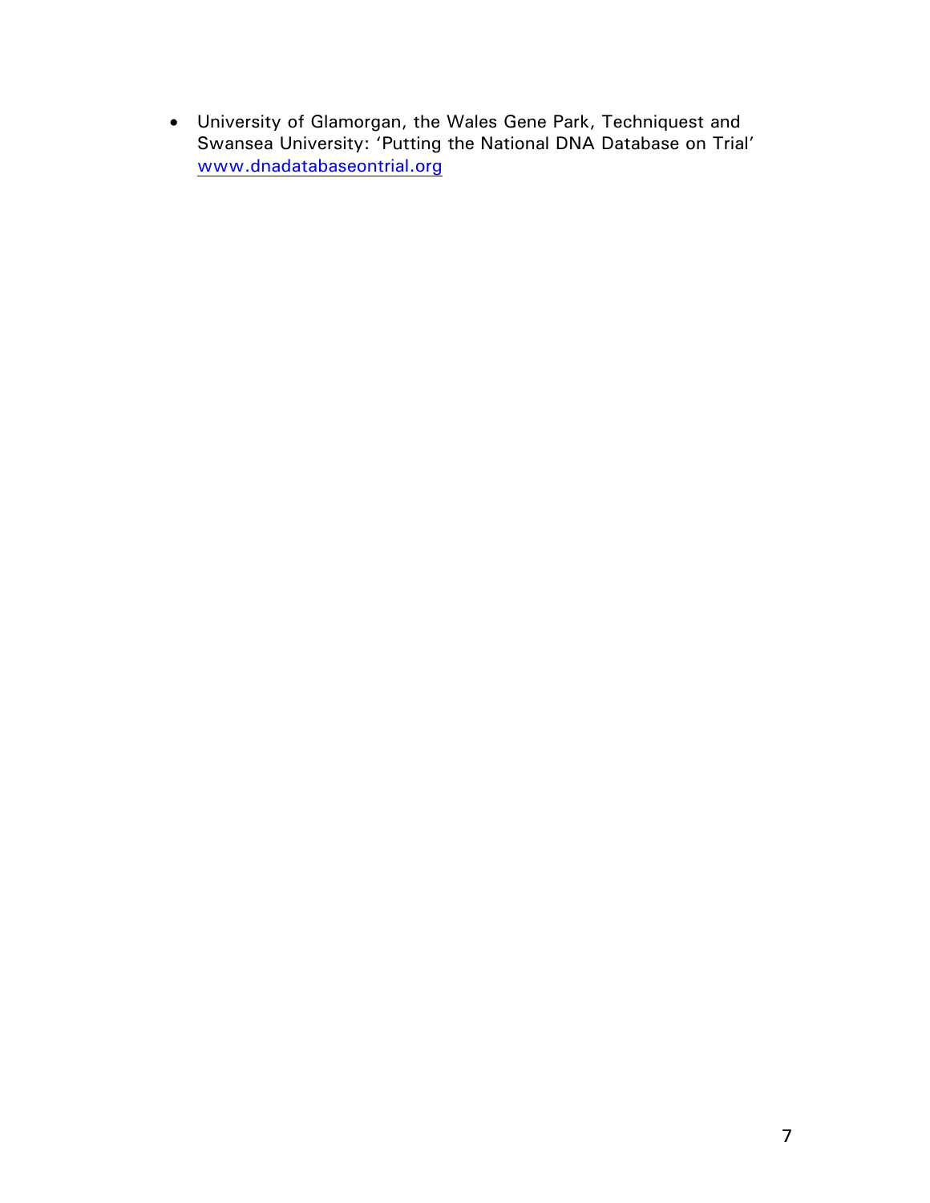- University of Glamorgan, the Wales Gene Park, Techniquest and Swansea University: 'Putting the National DNA Database on Trial' www.dnadatabaseontrial.org